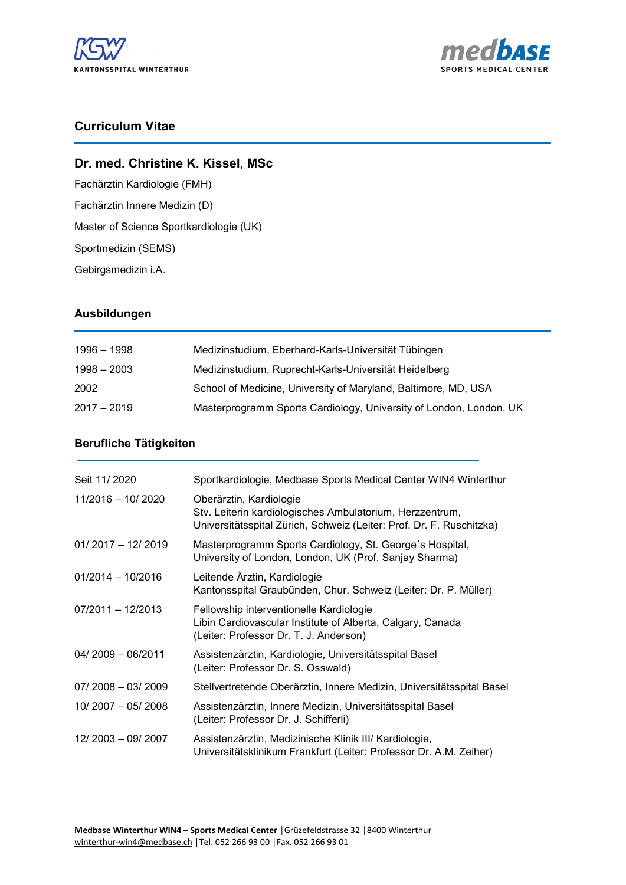## Curriculum Vitae

### Dr. med. Christine K. Kissel, MSc

Fachärztin Kardiologie (FMH)

Fachärztin Innere Medizin (D)

Master of Science Sportkardiologie (UK)

Sportmedizin (SEMS)

Gebirgsmedizin i.A.

### Ausbildungen

| | |
|---|---|
| 1996 – 1998 | Medizinstudium, Eberhard-Karls-Universität Tübingen |
| 1998 – 2003 | Medizinstudium, Ruprecht-Karls-Universität Heidelberg |
| 2002 | School of Medicine, University of Maryland, Baltimore, MD, USA |
| 2017 – 2019 | Masterprogramm Sports Cardiology, University of London, London, UK |

### Berufliche Tätigkeiten

| | |
|---|---|
| Seit 11/ 2020 | Sportkardiologie, Medbase Sports Medical Center WIN4 Winterthur |
| 11/2016 – 10/ 2020 | Oberärztin, Kardiologie<br>Stv. Leiterin kardiologisches Ambulatorium, Herzzentrum, Universitätsspital Zürich, Schweiz (Leiter: Prof. Dr. F. Ruschitzka) |
| 01/ 2017 – 12/ 2019 | Masterprogramm Sports Cardiology, St. George´s Hospital, University of London, London, UK (Prof. Sanjay Sharma) |
| 01/2014 – 10/2016 | Leitende Ärztin, Kardiologie<br>Kantonsspital Graubünden, Chur, Schweiz (Leiter: Dr. P. Müller) |
| 07/2011 – 12/2013 | Fellowship interventionelle Kardiologie<br>Libin Cardiovascular Institute of Alberta, Calgary, Canada (Leiter: Professor Dr. T. J. Anderson) |
| 04/ 2009 – 06/2011 | Assistenzärztin, Kardiologie, Universitätsspital Basel (Leiter: Professor Dr. S. Osswald) |
| 07/ 2008 – 03/ 2009 | Stellvertretende Oberärztin, Innere Medizin, Universitätsspital Basel |
| 10/ 2007 – 05/ 2008 | Assistenzärztin, Innere Medizin, Universitätsspital Basel (Leiter: Professor Dr. J. Schifferli) |
| 12/ 2003 – 09/ 2007 | Assistenzärztin, Medizinische Klinik III/ Kardiologie, Universitätsklinikum Frankfurt (Leiter: Professor Dr. A.M. Zeiher) |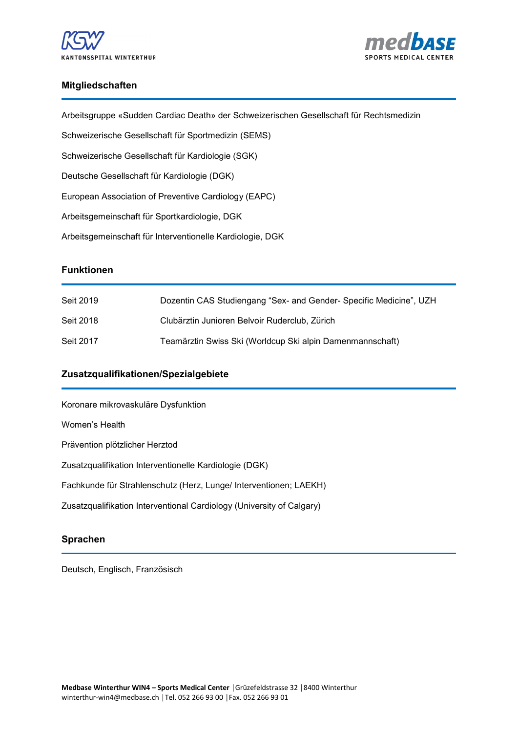## Mitgliedschaften

Arbeitsgruppe «Sudden Cardiac Death» der Schweizerischen Gesellschaft für Rechtsmedizin

Schweizerische Gesellschaft für Sportmedizin (SEMS)

Schweizerische Gesellschaft für Kardiologie (SGK)

Deutsche Gesellschaft für Kardiologie (DGK)

European Association of Preventive Cardiology (EAPC)

Arbeitsgemeinschaft für Sportkardiologie, DGK

Arbeitsgemeinschaft für Interventionelle Kardiologie, DGK

## Funktionen

| | |
|---|---|
| Seit 2019 | Dozentin CAS Studiengang "Sex- and Gender- Specific Medicine", UZH |
| Seit 2018 | Clubärztin Junioren Belvoir Ruderclub, Zürich |
| Seit 2017 | Teamärztin Swiss Ski (Worldcup Ski alpin Damenmannschaft) |

## Zusatzqualifikationen/Spezialgebiete

Koronare mikrovaskuläre Dysfunktion

Women's Health

Prävention plötzlicher Herztod

Zusatzqualifikation Interventionelle Kardiologie (DGK)

Fachkunde für Strahlenschutz (Herz, Lunge/ Interventionen; LAEKH)

Zusatzqualifikation Interventional Cardiology (University of Calgary)

## Sprachen

Deutsch, Englisch, Französisch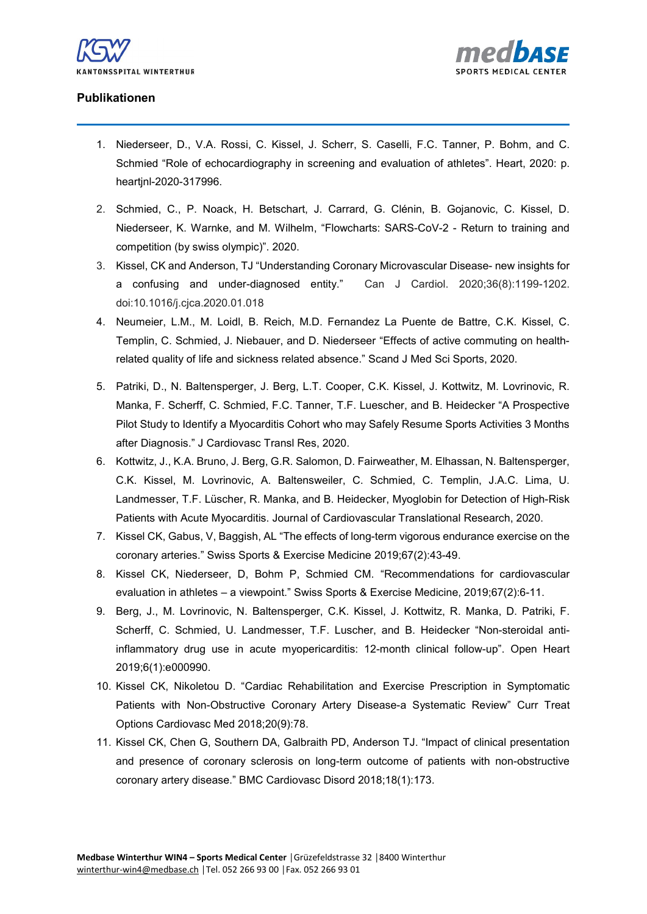## Publikationen

1. Niederseer, D., V.A. Rossi, C. Kissel, J. Scherr, S. Caselli, F.C. Tanner, P. Bohm, and C. Schmied "Role of echocardiography in screening and evaluation of athletes". Heart, 2020: p. heartjnl-2020-317996.
2. Schmied, C., P. Noack, H. Betschart, J. Carrard, G. Clénin, B. Gojanovic, C. Kissel, D. Niederseer, K. Warnke, and M. Wilhelm, "Flowcharts: SARS-CoV-2 - Return to training and competition (by swiss olympic)". 2020.
3. Kissel, CK and Anderson, TJ "Understanding Coronary Microvascular Disease- new insights for a confusing and under-diagnosed entity." Can J Cardiol. 2020;36(8):1199-1202. doi:10.1016/j.cjca.2020.01.018
4. Neumeier, L.M., M. Loidl, B. Reich, M.D. Fernandez La Puente de Battre, C.K. Kissel, C. Templin, C. Schmied, J. Niebauer, and D. Niederseer "Effects of active commuting on health-related quality of life and sickness related absence." Scand J Med Sci Sports, 2020.
5. Patriki, D., N. Baltensperger, J. Berg, L.T. Cooper, C.K. Kissel, J. Kottwitz, M. Lovrinovic, R. Manka, F. Scherff, C. Schmied, F.C. Tanner, T.F. Luescher, and B. Heidecker "A Prospective Pilot Study to Identify a Myocarditis Cohort who may Safely Resume Sports Activities 3 Months after Diagnosis." J Cardiovasc Transl Res, 2020.
6. Kottwitz, J., K.A. Bruno, J. Berg, G.R. Salomon, D. Fairweather, M. Elhassan, N. Baltensperger, C.K. Kissel, M. Lovrinovic, A. Baltensweiler, C. Schmied, C. Templin, J.A.C. Lima, U. Landmesser, T.F. Lüscher, R. Manka, and B. Heidecker, Myoglobin for Detection of High-Risk Patients with Acute Myocarditis. Journal of Cardiovascular Translational Research, 2020.
7. Kissel CK, Gabus, V, Baggish, AL "The effects of long-term vigorous endurance exercise on the coronary arteries." Swiss Sports & Exercise Medicine 2019;67(2):43-49.
8. Kissel CK, Niederseer, D, Bohm P, Schmied CM. "Recommendations for cardiovascular evaluation in athletes – a viewpoint." Swiss Sports & Exercise Medicine, 2019;67(2):6-11.
9. Berg, J., M. Lovrinovic, N. Baltensperger, C.K. Kissel, J. Kottwitz, R. Manka, D. Patriki, F. Scherff, C. Schmied, U. Landmesser, T.F. Luscher, and B. Heidecker "Non-steroidal anti-inflammatory drug use in acute myopericarditis: 12-month clinical follow-up". Open Heart 2019;6(1):e000990.
10. Kissel CK, Nikoletou D. "Cardiac Rehabilitation and Exercise Prescription in Symptomatic Patients with Non-Obstructive Coronary Artery Disease-a Systematic Review" Curr Treat Options Cardiovasc Med 2018;20(9):78.
11. Kissel CK, Chen G, Southern DA, Galbraith PD, Anderson TJ. "Impact of clinical presentation and presence of coronary sclerosis on long-term outcome of patients with non-obstructive coronary artery disease." BMC Cardiovasc Disord 2018;18(1):173.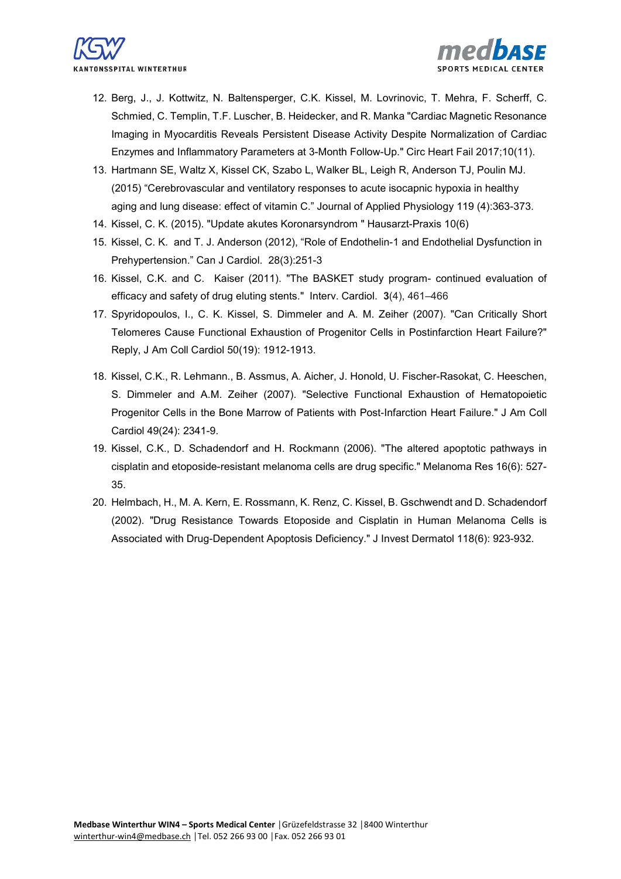12. Berg, J., J. Kottwitz, N. Baltensperger, C.K. Kissel, M. Lovrinovic, T. Mehra, F. Scherff, C. Schmied, C. Templin, T.F. Luscher, B. Heidecker, and R. Manka "Cardiac Magnetic Resonance Imaging in Myocarditis Reveals Persistent Disease Activity Despite Normalization of Cardiac Enzymes and Inflammatory Parameters at 3-Month Follow-Up." Circ Heart Fail 2017;10(11).
13. Hartmann SE, Waltz X, Kissel CK, Szabo L, Walker BL, Leigh R, Anderson TJ, Poulin MJ. (2015) "Cerebrovascular and ventilatory responses to acute isocapnic hypoxia in healthy aging and lung disease: effect of vitamin C." Journal of Applied Physiology 119 (4):363-373.
14. Kissel, C. K. (2015). "Update akutes Koronarsyndrom " Hausarzt-Praxis 10(6)
15. Kissel, C. K. and T. J. Anderson (2012), "Role of Endothelin-1 and Endothelial Dysfunction in Prehypertension." Can J Cardiol. 28(3):251-3
16. Kissel, C.K. and C. Kaiser (2011). "The BASKET study program- continued evaluation of efficacy and safety of drug eluting stents." Interv. Cardiol. **3**(4), 461–466
17. Spyridopoulos, I., C. K. Kissel, S. Dimmeler and A. M. Zeiher (2007). "Can Critically Short Telomeres Cause Functional Exhaustion of Progenitor Cells in Postinfarction Heart Failure?" Reply, J Am Coll Cardiol 50(19): 1912-1913.
18. Kissel, C.K., R. Lehmann., B. Assmus, A. Aicher, J. Honold, U. Fischer-Rasokat, C. Heeschen, S. Dimmeler and A.M. Zeiher (2007). "Selective Functional Exhaustion of Hematopoietic Progenitor Cells in the Bone Marrow of Patients with Post-Infarction Heart Failure." J Am Coll Cardiol 49(24): 2341-9.
19. Kissel, C.K., D. Schadendorf and H. Rockmann (2006). "The altered apoptotic pathways in cisplatin and etoposide-resistant melanoma cells are drug specific." Melanoma Res 16(6): 527-35.
20. Helmbach, H., M. A. Kern, E. Rossmann, K. Renz, C. Kissel, B. Gschwendt and D. Schadendorf (2002). "Drug Resistance Towards Etoposide and Cisplatin in Human Melanoma Cells is Associated with Drug-Dependent Apoptosis Deficiency." J Invest Dermatol 118(6): 923-932.